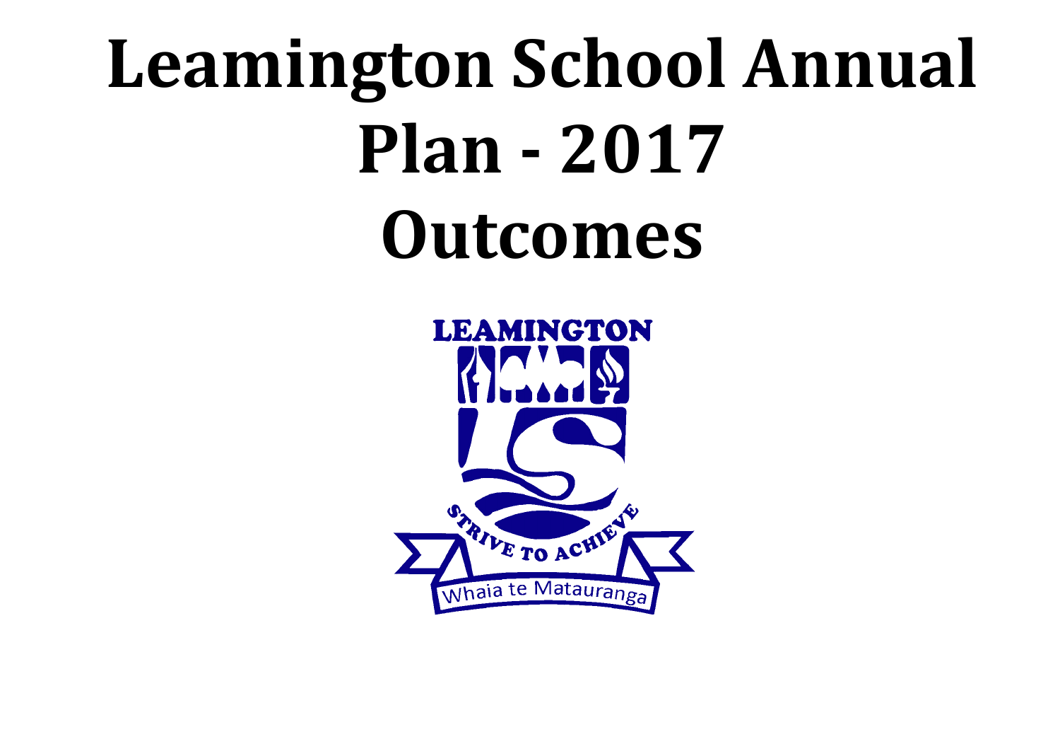# Leamington School Annual Plan - 2017 Outcomes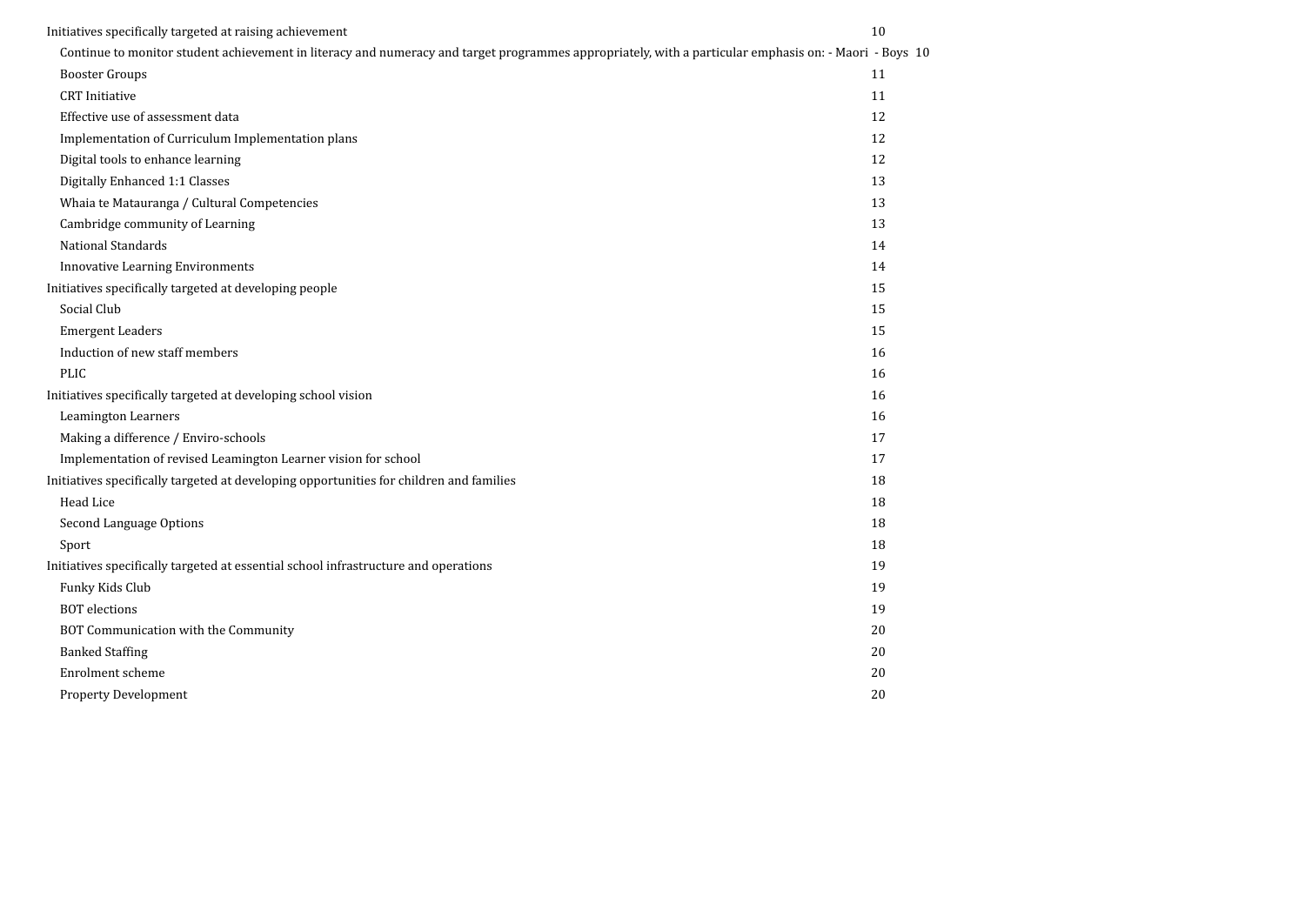| Section | Page |
|---|---|
| Initiatives specifically targeted at raising achievement | 10 |
| Continue to monitor student achievement in literacy and numeracy and target programmes appropriately, with a particular emphasis on: - Maori - Boys | 10 |
| Booster Groups | 11 |
| CRT Initiative | 11 |
| Effective use of assessment data | 12 |
| Implementation of Curriculum Implementation plans | 12 |
| Digital tools to enhance learning | 12 |
| Digitally Enhanced 1:1 Classes | 13 |
| Whaia te Matauranga / Cultural Competencies | 13 |
| Cambridge community of Learning | 13 |
| National Standards | 14 |
| Innovative Learning Environments | 14 |
| Initiatives specifically targeted at developing people | 15 |
| Social Club | 15 |
| Emergent Leaders | 15 |
| Induction of new staff members | 16 |
| PLIC | 16 |
| Initiatives specifically targeted at developing school vision | 16 |
| Leamington Learners | 16 |
| Making a difference / Enviro-schools | 17 |
| Implementation of revised Leamington Learner vision for school | 17 |
| Initiatives specifically targeted at developing opportunities for children and families | 18 |
| Head Lice | 18 |
| Second Language Options | 18 |
| Sport | 18 |
| Initiatives specifically targeted at essential school infrastructure and operations | 19 |
| Funky Kids Club | 19 |
| BOT elections | 19 |
| BOT Communication with the Community | 20 |
| Banked Staffing | 20 |
| Enrolment scheme | 20 |
| Property Development | 20 |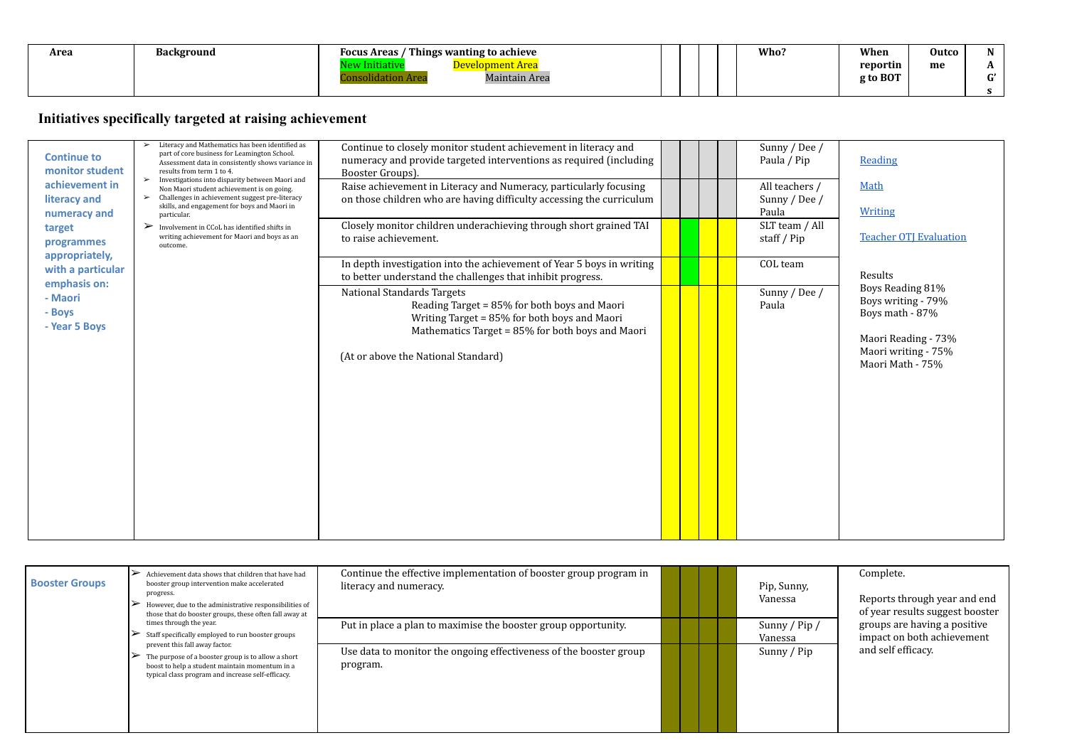| Area | Background | Focus Areas / Things wanting to achieve<br>New Initiative   Development Area<br>Consolidation Area   Maintain Area | | | | | Who? | When reporting to BOT | Outcome | NAG's |
|---|---|---|---|---|---|---|---|---|---|---|

## Initiatives specifically targeted at raising achievement

| Area | Background | Focus Areas / Things wanting to achieve | | | | | Who? | Outcome |
|---|---|---|---|---|---|---|---|---|
| **Continue to monitor student achievement in literacy and numeracy and target programmes appropriately, with a particular emphasis on:**<br>**- Maori**<br>**- Boys**<br>**- Year 5 Boys** | ➢ Literacy and Mathematics has been identified as part of core business for Leamington School. Assessment data in consistently shows variance in results from term 1 to 4.<br>➢ Investigations into disparity between Maori and Non Maori student achievement is on going.<br>➢ Challenges in achievement suggest pre-literacy skills, and engagement for boys and Maori in particular.<br>➢ Involvement in CCoL has identified shifts in writing achievement for Maori and boys as an outcome. | Continue to closely monitor student achievement in literacy and numeracy and provide targeted interventions as required (including Booster Groups). | | | | | Sunny / Dee / Paula / Pip | Reading<br><br>Math<br><br>Writing<br><br>Teacher OTJ Evaluation<br><br>Results<br>Boys Reading 81%<br>Boys writing - 79%<br>Boys math - 87%<br><br>Maori Reading - 73%<br>Maori writing - 75%<br>Maori Math - 75% |
| | | Raise achievement in Literacy and Numeracy, particularly focusing on those children who are having difficulty accessing the curriculum | | | | | All teachers / Sunny / Dee / Paula | |
| | | Closely monitor children underachieving through short grained TAI to raise achievement. | | | | | SLT team / All staff / Pip | |
| | | In depth investigation into the achievement of Year 5 boys in writing to better understand the challenges that inhibit progress. | | | | | COL team | |
| | | National Standards Targets<br>Reading Target = 85% for both boys and Maori<br>Writing Target = 85% for both boys and Maori<br>Mathematics Target = 85% for both boys and Maori<br><br>(At or above the National Standard) | | | | | Sunny / Dee / Paula | |

| Area | Background | Focus Areas / Things wanting to achieve | | | | | Who? | Outcome |
|---|---|---|---|---|---|---|---|---|
| **Booster Groups** | ➢ Achievement data shows that children that have had booster group intervention make accelerated progress.<br>➢ However, due to the administrative responsibilities of those that do booster groups, these often fall away at times through the year.<br>➢ Staff specifically employed to run booster groups prevent this fall away factor.<br>➢ The purpose of a booster group is to allow a short boost to help a student maintain momentum in a typical class program and increase self-efficacy. | Continue the effective implementation of booster group program in literacy and numeracy. | | | | | Pip, Sunny, Vanessa | Complete.<br><br>Reports through year and end of year results suggest booster groups are having a positive impact on both achievement and self efficacy. |
| | | Put in place a plan to maximise the booster group opportunity. | | | | | Sunny / Pip / Vanessa | |
| | | Use data to monitor the ongoing effectiveness of the booster group program. | | | | | Sunny / Pip | |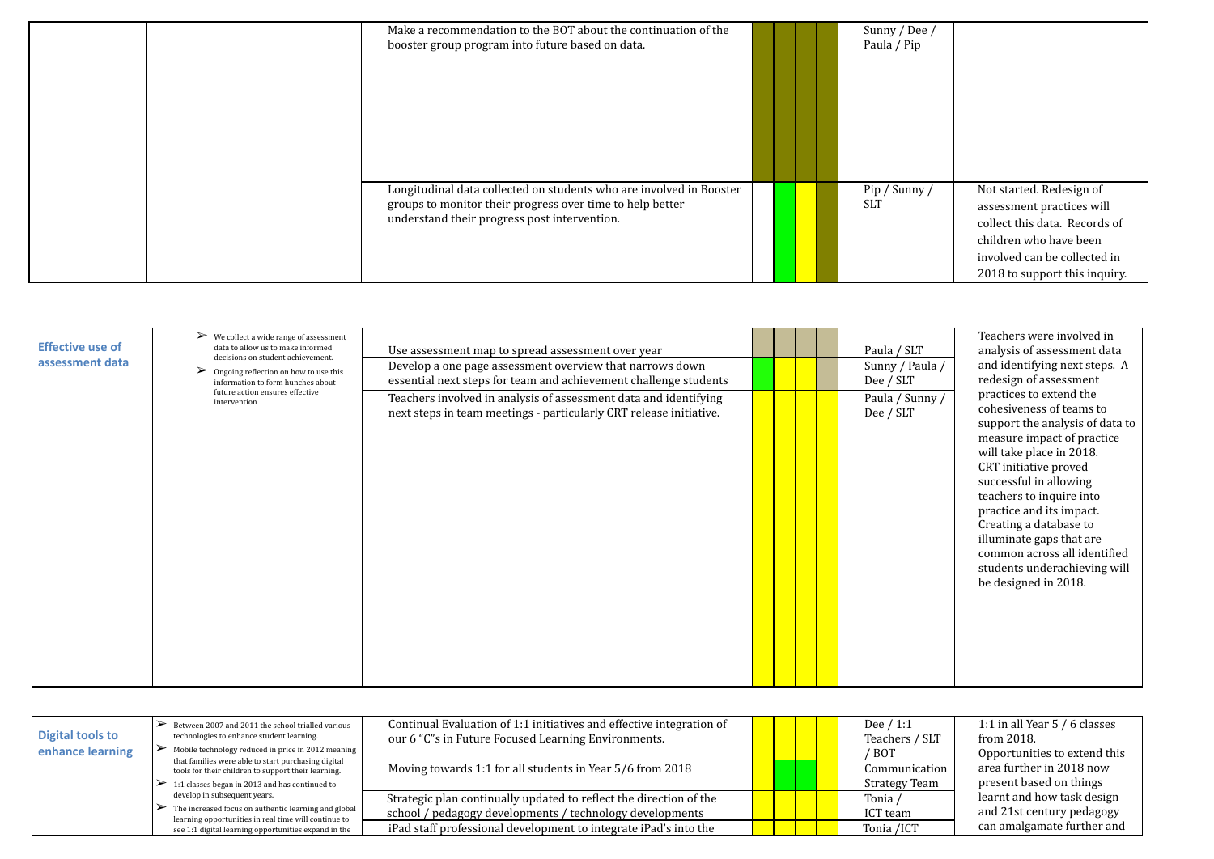| | | | | | | | | |
|---|---|---|---|---|---|---|---|---|
| | | Make a recommendation to the BOT about the continuation of the booster group program into future based on data. | | | | | Sunny / Dee / Paula / Pip | |
| | | Longitudinal data collected on students who are involved in Booster groups to monitor their progress over time to help better understand their progress post intervention. | | | | | Pip / Sunny / SLT | Not started. Redesign of assessment practices will collect this data. Records of children who have been involved can be collected in 2018 to support this inquiry. |

| | | | | | | | | |
|---|---|---|---|---|---|---|---|---|
| **Effective use of assessment data** | ➢ We collect a wide range of assessment data to allow us to make informed decisions on student achievement.<br>➢ Ongoing reflection on how to use this information to form hunches about future action ensures effective intervention | Use assessment map to spread assessment over year | | | | | Paula / SLT | Teachers were involved in analysis of assessment data and identifying next steps. A redesign of assessment practices to extend the cohesiveness of teams to support the analysis of data to measure impact of practice will take place in 2018. CRT initiative proved successful in allowing teachers to inquire into practice and its impact. Creating a database to illuminate gaps that are common across all identified students underachieving will be designed in 2018. |
| | | Develop a one page assessment overview that narrows down essential next steps for team and achievement challenge students | | | | | Sunny / Paula / Dee / SLT | |
| | | Teachers involved in analysis of assessment data and identifying next steps in team meetings - particularly CRT release initiative. | | | | | Paula / Sunny / Dee / SLT | |

| | | | | | | | | |
|---|---|---|---|---|---|---|---|---|
| **Digital tools to enhance learning** | ➢ Between 2007 and 2011 the school trialled various technologies to enhance student learning.<br>➢ Mobile technology reduced in price in 2012 meaning that families were able to start purchasing digital tools for their children to support their learning.<br>➢ 1:1 classes began in 2013 and has continued to develop in subsequent years.<br>➢ The increased focus on authentic learning and global learning opportunities in real time will continue to see 1:1 digital learning opportunities expand in the | Continual Evaluation of 1:1 initiatives and effective integration of our 6 "C"s in Future Focused Learning Environments. | | | | | Dee / 1:1 Teachers / SLT / BOT | 1:1 in all Year 5 / 6 classes from 2018.<br>Opportunities to extend this area further in 2018 now present based on things learnt and how task design and 21st century pedagogy can amalgamate further and |
| | | Moving towards 1:1 for all students in Year 5/6 from 2018 | | | | | Communication Strategy Team | |
| | | Strategic plan continually updated to reflect the direction of the school / pedagogy developments / technology developments | | | | | Tonia / ICT team | |
| | | iPad staff professional development to integrate iPad's into the | | | | | Tonia /ICT | |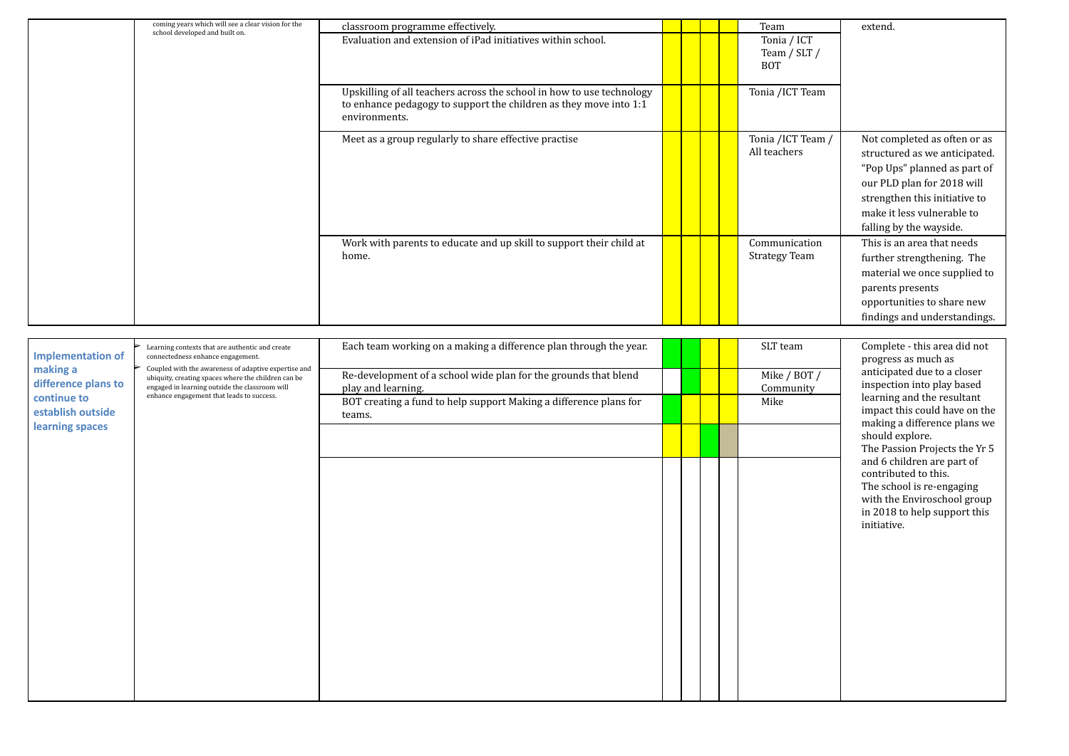| | | | | | | | | |
|---|---|---|---|---|---|---|---|---|
| | coming years which will see a clear vision for the school developed and built on. | classroom programme effectively. | | | | | Team | extend. |
| | | Evaluation and extension of iPad initiatives within school. | | | | | Tonia / ICT Team / SLT / BOT | |
| | | Upskilling of all teachers across the school in how to use technology to enhance pedagogy to support the children as they move into 1:1 environments. | | | | | Tonia /ICT Team | |
| | | Meet as a group regularly to share effective practise | | | | | Tonia /ICT Team / All teachers | Not completed as often or as structured as we anticipated. "Pop Ups" planned as part of our PLD plan for 2018 will strengthen this initiative to make it less vulnerable to falling by the wayside. |
| | | Work with parents to educate and up skill to support their child at home. | | | | | Communication Strategy Team | This is an area that needs further strengthening. The material we once supplied to parents presents opportunities to share new findings and understandings. |

| | | | | | | | | |
|---|---|---|---|---|---|---|---|---|
| **Implementation of making a difference plans to continue to establish outside learning spaces** | ➢ Learning contexts that are authentic and create connectedness enhance engagement.<br>➢ Coupled with the awareness of adaptive expertise and ubiquity, creating spaces where the children can be engaged in learning outside the classroom will enhance engagement that leads to success. | Each team working on a making a difference plan through the year. | | | | | SLT team | Complete - this area did not progress as much as anticipated due to a closer inspection into play based learning and the resultant impact this could have on the making a difference plans we should explore.<br>The Passion Projects the Yr 5 and 6 children are part of contributed to this.<br>The school is re-engaging with the Enviroschool group in 2018 to help support this initiative. |
| | | Re-development of a school wide plan for the grounds that blend play and learning. | | | | | Mike / BOT / Community | |
| | | BOT creating a fund to help support Making a difference plans for teams. | | | | | Mike | |
| | | | | | | | | |
| | | | | | | | | |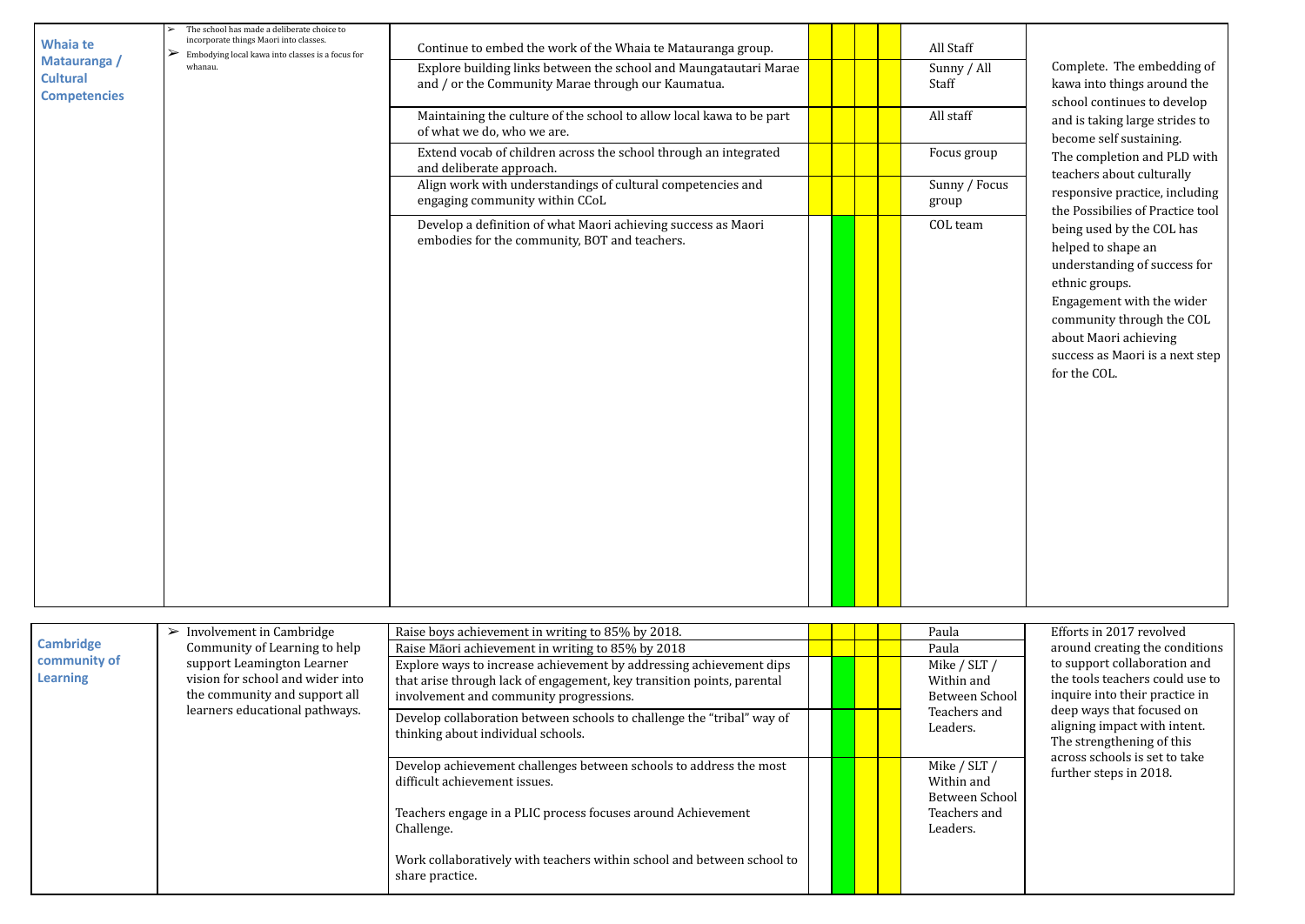| | | | | | | | | |
|---|---|---|---|---|---|---|---|---|
| **Whaia te Matauranga / Cultural Competencies** | ➢ The school has made a deliberate choice to incorporate things Maori into classes. ➢ Embodying local kawa into classes is a focus for whanau. | Continue to embed the work of the Whaia te Matauranga group. | | | | | All Staff | Complete. The embedding of kawa into things around the school continues to develop and is taking large strides to become self sustaining. The completion and PLD with teachers about culturally responsive practice, including the Possibilities of Practice tool being used by the COL has helped to shape an understanding of success for ethnic groups. Engagement with the wider community through the COL about Maori achieving success as Maori is a next step for the COL. |
| | | Explore building links between the school and Maungatautari Marae and / or the Community Marae through our Kaumatua. | | | | | Sunny / All Staff | |
| | | Maintaining the culture of the school to allow local kawa to be part of what we do, who we are. | | | | | All staff | |
| | | Extend vocab of children across the school through an integrated and deliberate approach. | | | | | Focus group | |
| | | Align work with understandings of cultural competencies and engaging community within CCoL | | | | | Sunny / Focus group | |
| | | Develop a definition of what Maori achieving success as Maori embodies for the community, BOT and teachers. | | | | | COL team | |

| | | | | | | | | |
|---|---|---|---|---|---|---|---|---|
| **Cambridge community of Learning** | ➢ Involvement in Cambridge Community of Learning to help support Leamington Learner vision for school and wider into the community and support all learners educational pathways. | Raise boys achievement in writing to 85% by 2018. | | | | | Paula | Efforts in 2017 revolved around creating the conditions to support collaboration and the tools teachers could use to inquire into their practice in deep ways that focused on aligning impact with intent. The strengthening of this across schools is set to take further steps in 2018. |
| | | Raise Māori achievement in writing to 85% by 2018 | | | | | Paula | |
| | | Explore ways to increase achievement by addressing achievement dips that arise through lack of engagement, key transition points, parental involvement and community progressions. | | | | | Mike / SLT / Within and Between School Teachers and Leaders. | |
| | | Develop collaboration between schools to challenge the "tribal" way of thinking about individual schools. | | | | | | |
| | | Develop achievement challenges between schools to address the most difficult achievement issues. Teachers engage in a PLIC process focuses around Achievement Challenge. Work collaboratively with teachers within school and between school to share practice. | | | | | Mike / SLT / Within and Between School Teachers and Leaders. | |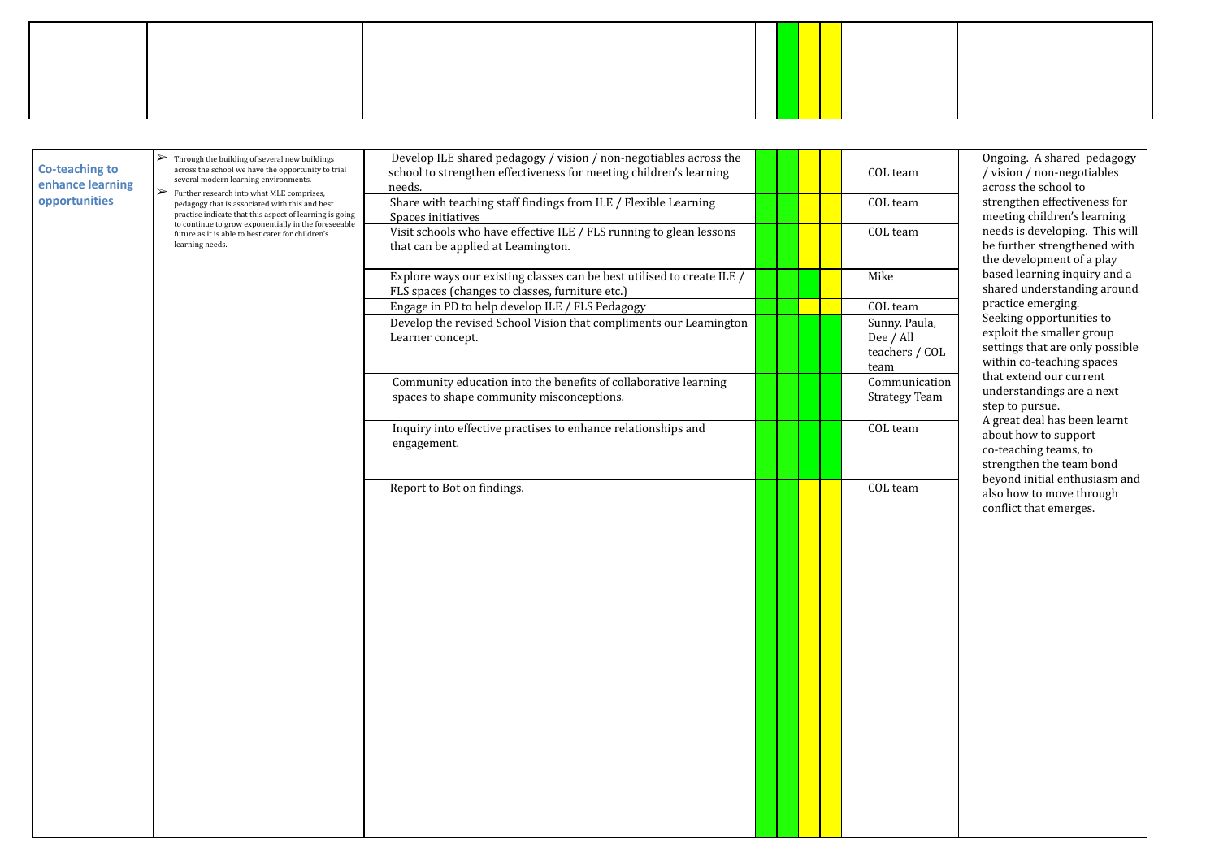| | | | | | | | | |
|---|---|---|---|---|---|---|---|---|
| | | | | | | | | |

| | | | | | | | | |
|---|---|---|---|---|---|---|---|---|
| **Co-teaching to enhance learning opportunities** | ➢ Through the building of several new buildings across the school we have the opportunity to trial several modern learning environments.<br>➢ Further research into what MLE comprises, pedagogy that is associated with this and best practise indicate that this aspect of learning is going to continue to grow exponentially in the foreseeable future as it is able to best cater for children's learning needs. | Develop ILE shared pedagogy / vision / non-negotiables across the school to strengthen effectiveness for meeting children's learning needs. | | | | | COL team | Ongoing. A shared pedagogy / vision / non-negotiables across the school to strengthen effectiveness for meeting children's learning needs is developing. This will be further strengthened with the development of a play based learning inquiry and a shared understanding around practice emerging.<br>Seeking opportunities to exploit the smaller group settings that are only possible within co-teaching spaces that extend our current understandings are a next step to pursue.<br>A great deal has been learnt about how to support co-teaching teams, to strengthen the team bond beyond initial enthusiasm and also how to move through conflict that emerges. |
| | | Share with teaching staff findings from ILE / Flexible Learning Spaces initiatives | | | | | COL team | |
| | | Visit schools who have effective ILE / FLS running to glean lessons that can be applied at Leamington. | | | | | COL team | |
| | | Explore ways our existing classes can be best utilised to create ILE / FLS spaces (changes to classes, furniture etc.) | | | | | Mike | |
| | | Engage in PD to help develop ILE / FLS Pedagogy | | | | | COL team | |
| | | Develop the revised School Vision that compliments our Leamington Learner concept. | | | | | Sunny, Paula, Dee / All teachers / COL team | |
| | | Community education into the benefits of collaborative learning spaces to shape community misconceptions. | | | | | Communication Strategy Team | |
| | | Inquiry into effective practises to enhance relationships and engagement. | | | | | COL team | |
| | | Report to Bot on findings. | | | | | COL team | |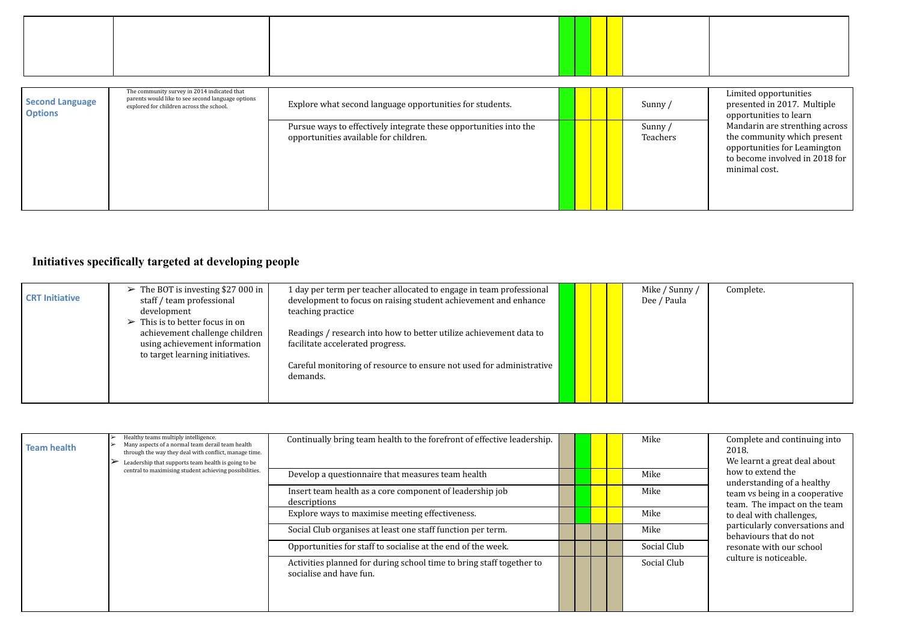| | | | | | | | | |
|---|---|---|---|---|---|---|---|---|
| | | | | | | | | |

| | | | | | | | | |
|---|---|---|---|---|---|---|---|---|
| **Second Language Options** | The community survey in 2014 indicated that parents would like to see second language options explored for children across the school. | Explore what second language opportunities for students. | | | | | Sunny / | Limited opportunities presented in 2017. Multiple opportunities to learn Mandarin are strenthing across the community which present opportunities for Leamington to become involved in 2018 for minimal cost. |
| | | Pursue ways to effectively integrate these opportunities into the opportunities available for children. | | | | | Sunny / Teachers | |

## Initiatives specifically targeted at developing people

| | | | | | | | | |
|---|---|---|---|---|---|---|---|---|
| **CRT Initiative** | ➢ The BOT is investing $27 000 in staff / team professional development<br>➢ This is to better focus in on achievement challenge children using achievement information to target learning initiatives. | 1 day per term per teacher allocated to engage in team professional development to focus on raising student achievement and enhance teaching practice<br><br>Readings / research into how to better utilize achievement data to facilitate accelerated progress.<br><br>Careful monitoring of resource to ensure not used for administrative demands. | | | | | Mike / Sunny / Dee / Paula | Complete. |

| | | | | | | | | |
|---|---|---|---|---|---|---|---|---|
| **Team health** | ➢ Healthy teams multiply intelligence.<br>➢ Many aspects of a normal team derail team health through the way they deal with conflict, manage time.<br>➢ Leadership that supports team health is going to be central to maximising student achieving possibilities. | Continually bring team health to the forefront of effective leadership. | | | | | Mike | Complete and continuing into 2018.<br>We learnt a great deal about how to extend the understanding of a healthy team vs being in a cooperative team. The impact on the team to deal with challenges, particularly conversations and behaviours that do not resonate with our school culture is noticeable. |
| | | Develop a questionnaire that measures team health | | | | | Mike | |
| | | Insert team health as a core component of leadership job descriptions | | | | | Mike | |
| | | Explore ways to maximise meeting effectiveness. | | | | | Mike | |
| | | Social Club organises at least one staff function per term. | | | | | Mike | |
| | | Opportunities for staff to socialise at the end of the week. | | | | | Social Club | |
| | | Activities planned for during school time to bring staff together to socialise and have fun. | | | | | Social Club | |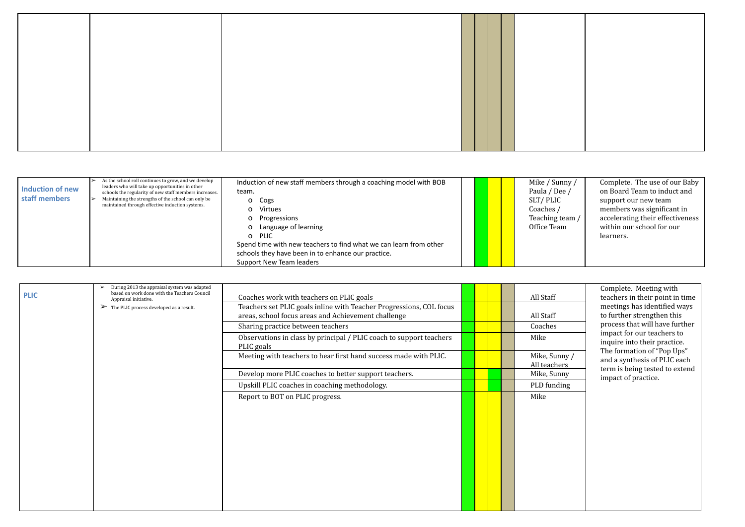| | | | | | | | | |
|---|---|---|---|---|---|---|---|---|
| | | | | | | | | |

| | | | | | | | | |
|---|---|---|---|---|---|---|---|---|
| **Induction of new staff members** | ➢ As the school roll continues to grow, and we develop leaders who will take up opportunities in other schools the regularity of new staff members increases.<br>➢ Maintaining the strengths of the school can only be maintained through effective induction systems. | Induction of new staff members through a coaching model with BOB team.<br>o Cogs<br>o Virtues<br>o Progressions<br>o Language of learning<br>o PLIC<br>Spend time with new teachers to find what we can learn from other schools they have been in to enhance our practice.<br>Support New Team leaders | | | | | Mike / Sunny / Paula / Dee / SLT/ PLIC Coaches / Teaching team / Office Team | Complete. The use of our Baby on Board Team to induct and support our new team members was significant in accelerating their effectiveness within our school for our learners. |

| | | | | | | | | |
|---|---|---|---|---|---|---|---|---|
| **PLIC** | ➢ During 2013 the appraisal system was adapted based on work done with the Teachers Council Appraisal initiative.<br>➢ The PLIC process developed as a result. | Coaches work with teachers on PLIC goals | | | | | All Staff | Complete. Meeting with teachers in their point in time meetings has identified ways to further strengthen this process that will have further impact for our teachers to inquire into their practice. The formation of "Pop Ups" and a synthesis of PLIC each term is being tested to extend impact of practice. |
| | | Teachers set PLIC goals inline with Teacher Progressions, COL focus areas, school focus areas and Achievement challenge | | | | | All Staff | |
| | | Sharing practice between teachers | | | | | Coaches | |
| | | Observations in class by principal / PLIC coach to support teachers PLIC goals | | | | | Mike | |
| | | Meeting with teachers to hear first hand success made with PLIC. | | | | | Mike, Sunny / All teachers | |
| | | Develop more PLIC coaches to better support teachers. | | | | | Mike, Sunny | |
| | | Upskill PLIC coaches in coaching methodology. | | | | | PLD funding | |
| | | Report to BOT on PLIC progress. | | | | | Mike | |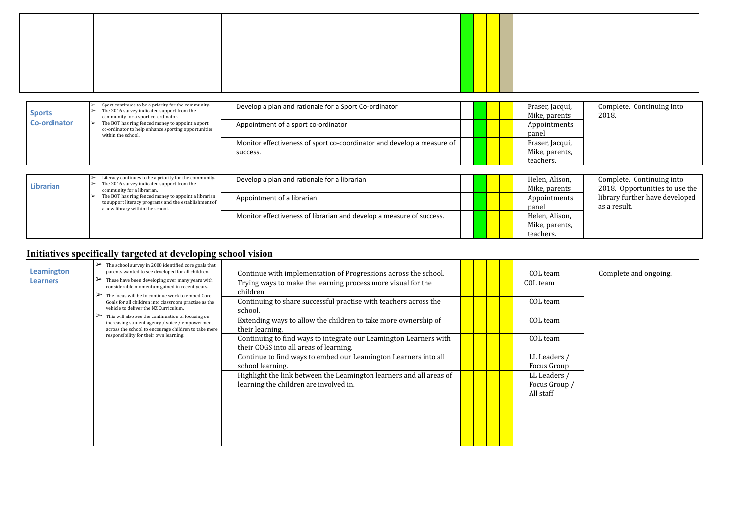| | | | | | | | | |
|---|---|---|---|---|---|---|---|---|
| | | | | | | | | |

| | | | | | | | | |
|---|---|---|---|---|---|---|---|---|
| **Sports Co-ordinator** | ➢ Sport continues to be a priority for the community.<br>➢ The 2016 survey indicated support from the community for a sport co-ordinator.<br>➢ The BOT has ring fenced money to appoint a sport co-ordinator to help enhance sporting opportunities within the school. | Develop a plan and rationale for a Sport Co-ordinator | | | | | Fraser, Jacqui, Mike, parents | Complete. Continuing into 2018. |
| | | Appointment of a sport co-ordinator | | | | | Appointments panel | |
| | | Monitor effectiveness of sport co-coordinator and develop a measure of success. | | | | | Fraser, Jacqui, Mike, parents, teachers. | |

| | | | | | | | | |
|---|---|---|---|---|---|---|---|---|
| **Librarian** | ➢ Literacy continues to be a priority for the community.<br>➢ The 2016 survey indicated support from the community for a librarian.<br>➢ The BOT has ring fenced money to appoint a librarian to support literacy programs and the establishment of a new library within the school. | Develop a plan and rationale for a librarian | | | | | Helen, Alison, Mike, parents | Complete. Continuing into 2018. Opportunities to use the library further have developed as a result. |
| | | Appointment of a librarian | | | | | Appointments panel | |
| | | Monitor effectiveness of librarian and develop a measure of success. | | | | | Helen, Alison, Mike, parents, teachers. | |

## Initiatives specifically targeted at developing school vision

| | | | | | | | | |
|---|---|---|---|---|---|---|---|---|
| **Leamington Learners** | ➢ The school survey in 2008 identified core goals that parents wanted to see developed for all children.<br>➢ These have been developing over many years with considerable momentum gained in recent years.<br>➢ The focus will be to continue work to embed Core Goals for all children into classroom practise as the vehicle to deliver the NZ Curriculum.<br>➢ This will also see the continuation of focusing on increasing student agency / voice / empowerment across the school to encourage children to take more responsibility for their own learning. | Continue with implementation of Progressions across the school. | | | | | COL team | Complete and ongoing. |
| | | Trying ways to make the learning process more visual for the children. | | | | | COL team | |
| | | Continuing to share successful practise with teachers across the school. | | | | | COL team | |
| | | Extending ways to allow the children to take more ownership of their learning. | | | | | COL team | |
| | | Continuing to find ways to integrate our Leamington Learners with their COGS into all areas of learning. | | | | | COL team | |
| | | Continue to find ways to embed our Leamington Learners into all school learning. | | | | | LL Leaders / Focus Group | |
| | | Highlight the link between the Leamington learners and all areas of learning the children are involved in. | | | | | LL Leaders / Focus Group / All staff | |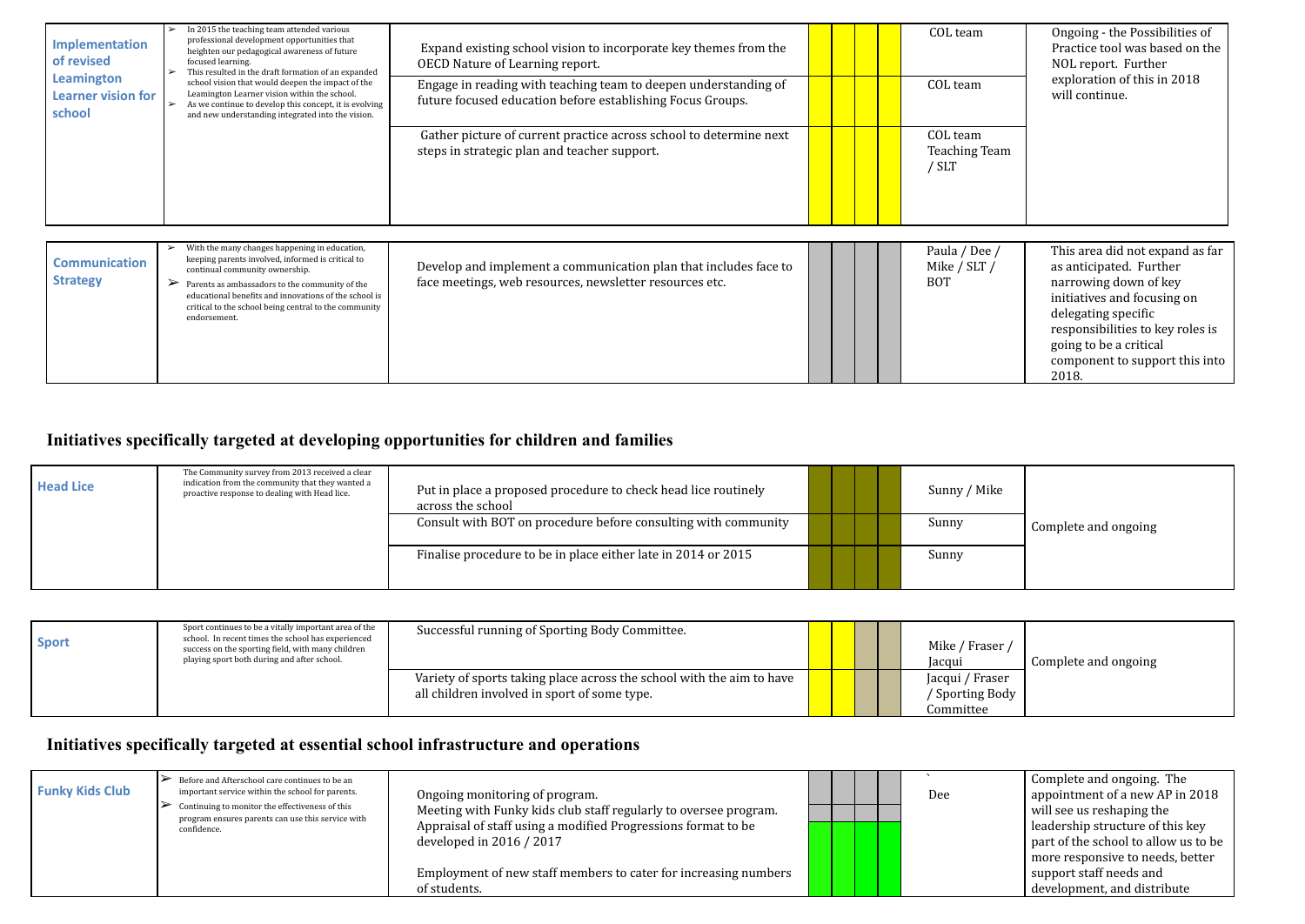| Initiative | Rationale | Actions | | | | | Responsibility | Comment |
|---|---|---|---|---|---|---|---|---|
| **Implementation of revised Leamington Learner vision for school** | ➢ In 2015 the teaching team attended various professional development opportunities that heighten our pedagogical awareness of future focused learning.<br>➢ This resulted in the draft formation of an expanded school vision that would deepen the impact of the Leamington Learner vision within the school.<br>➢ As we continue to develop this concept, it is evolving and new understanding integrated into the vision. | Expand existing school vision to incorporate key themes from the OECD Nature of Learning report. | | | | | COL team | Ongoing - the Possibilities of Practice tool was based on the NOL report. Further exploration of this in 2018 will continue. |
| | | Engage in reading with teaching team to deepen understanding of future focused education before establishing Focus Groups. | | | | | COL team | |
| | | Gather picture of current practice across school to determine next steps in strategic plan and teacher support. | | | | | COL team Teaching Team / SLT | |
| **Communication Strategy** | ➢ With the many changes happening in education, keeping parents involved, informed is critical to continual community ownership.<br>➢ Parents as ambassadors to the community of the educational benefits and innovations of the school is critical to the school being central to the community endorsement. | Develop and implement a communication plan that includes face to face meetings, web resources, newsletter resources etc. | | | | | Paula / Dee / Mike / SLT / BOT | This area did not expand as far as anticipated. Further narrowing down of key initiatives and focusing on delegating specific responsibilities to key roles is going to be a critical component to support this into 2018. |

## Initiatives specifically targeted at developing opportunities for children and families

| Initiative | Rationale | Actions | | | | | Responsibility | Comment |
|---|---|---|---|---|---|---|---|---|
| **Head Lice** | The Community survey from 2013 received a clear indication from the community that they wanted a proactive response to dealing with Head lice. | Put in place a proposed procedure to check head lice routinely across the school | | | | | Sunny / Mike | Complete and ongoing |
| | | Consult with BOT on procedure before consulting with community | | | | | Sunny | |
| | | Finalise procedure to be in place either late in 2014 or 2015 | | | | | Sunny | |
| **Sport** | Sport continues to be a vitally important area of the school. In recent times the school has experienced success on the sporting field, with many children playing sport both during and after school. | Successful running of Sporting Body Committee. | | | | | Mike / Fraser / Jacqui | Complete and ongoing |
| | | Variety of sports taking place across the school with the aim to have all children involved in sport of some type. | | | | | Jacqui / Fraser / Sporting Body Committee | |

## Initiatives specifically targeted at essential school infrastructure and operations

| Initiative | Rationale | Actions | | | | | Responsibility | Comment |
|---|---|---|---|---|---|---|---|---|
| **Funky Kids Club** | ➢ Before and Afterschool care continues to be an important service within the school for parents.<br>➢ Continuing to monitor the effectiveness of this program ensures parents can use this service with confidence. | Ongoing monitoring of program.<br>Meeting with Funky kids club staff regularly to oversee program.<br>Appraisal of staff using a modified Progressions format to be developed in 2016 / 2017<br><br>Employment of new staff members to cater for increasing numbers of students. | | | | | Dee | Complete and ongoing. The appointment of a new AP in 2018 will see us reshaping the leadership structure of this key part of the school to allow us to be more responsive to needs, better support staff needs and development, and distribute |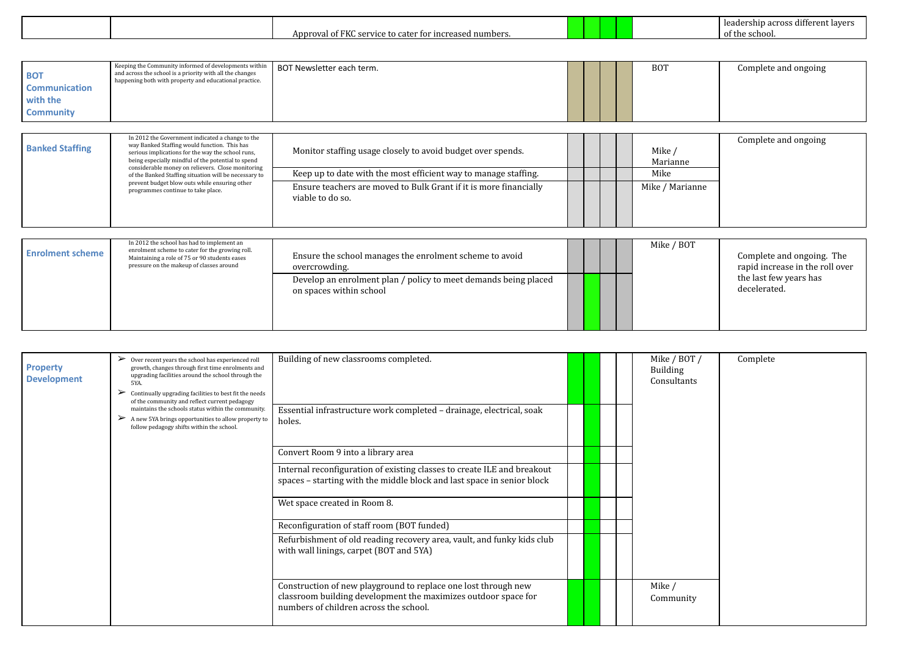| | | | | | | | | |
|---|---|---|---|---|---|---|---|---|
| | | Approval of FKC service to cater for increased numbers. | | | | | | leadership across different layers of the school. |
| **BOT Communication with the Community** | Keeping the Community informed of developments within and across the school is a priority with all the changes happening both with property and educational practice. | BOT Newsletter each term. | | | | | BOT | Complete and ongoing |
| **Banked Staffing** | In 2012 the Government indicated a change to the way Banked Staffing would function. This has serious implications for the way the school runs, being especially mindful of the potential to spend considerable money on relievers. Close monitoring of the Banked Staffing situation will be necessary to prevent budget blow outs while ensuring other programmes continue to take place. | Monitor staffing usage closely to avoid budget over spends. | | | | | Mike / Marianne | Complete and ongoing |
| | | Keep up to date with the most efficient way to manage staffing. | | | | | Mike | |
| | | Ensure teachers are moved to Bulk Grant if it is more financially viable to do so. | | | | | Mike / Marianne | |
| **Enrolment scheme** | In 2012 the school has had to implement an enrolment scheme to cater for the growing roll. Maintaining a role of 75 or 90 students eases pressure on the makeup of classes around | Ensure the school manages the enrolment scheme to avoid overcrowding. | | | | | Mike / BOT | Complete and ongoing. The rapid increase in the roll over the last few years has decelerated. |
| | | Develop an enrolment plan / policy to meet demands being placed on spaces within school | | | | | | |
| **Property Development** | ➢ Over recent years the school has experienced roll growth, changes through first time enrolments and upgrading facilities around the school through the 5YA.<br>➢ Continually upgrading facilities to best fit the needs of the community and reflect current pedagogy maintains the schools status within the community.<br>➢ A new 5YA brings opportunities to allow property to follow pedagogy shifts within the school. | Building of new classrooms completed. | | | | | Mike / BOT / Building Consultants | Complete |
| | | Essential infrastructure work completed – drainage, electrical, soak holes. | | | | | | |
| | | Convert Room 9 into a library area | | | | | | |
| | | Internal reconfiguration of existing classes to create ILE and breakout spaces – starting with the middle block and last space in senior block | | | | | | |
| | | Wet space created in Room 8. | | | | | | |
| | | Reconfiguration of staff room (BOT funded) | | | | | | |
| | | Refurbishment of old reading recovery area, vault, and funky kids club with wall linings, carpet (BOT and 5YA) | | | | | | |
| | | Construction of new playground to replace one lost through new classroom building development the maximizes outdoor space for numbers of children across the school. | | | | | Mike / Community | |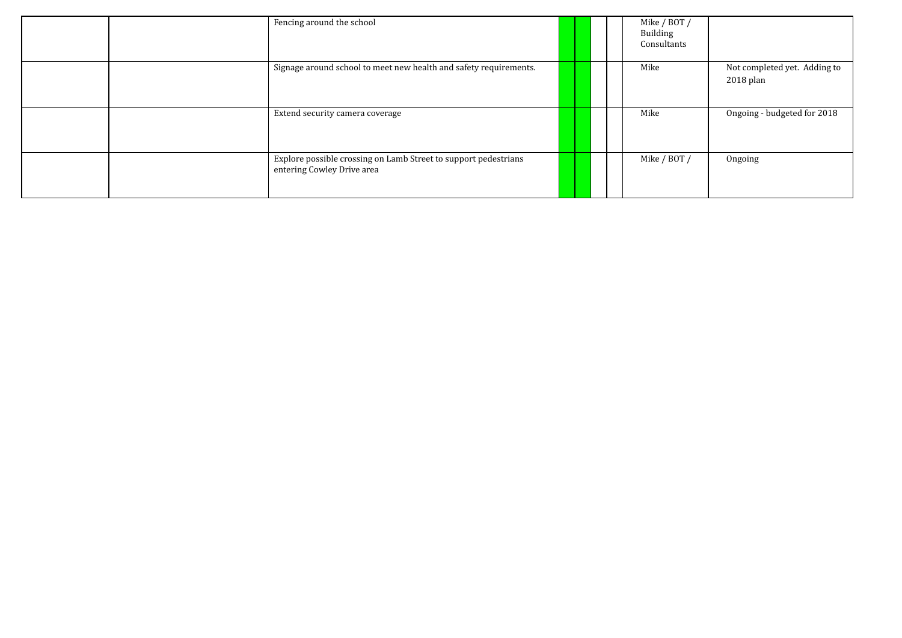| | | | | | | | | |
|---|---|---|---|---|---|---|---|---|
| | | Fencing around the school | | | | | Mike / BOT / Building Consultants | |
| | | Signage around school to meet new health and safety requirements. | | | | | Mike | Not completed yet. Adding to 2018 plan |
| | | Extend security camera coverage | | | | | Mike | Ongoing - budgeted for 2018 |
| | | Explore possible crossing on Lamb Street to support pedestrians entering Cowley Drive area | | | | | Mike / BOT / | Ongoing |